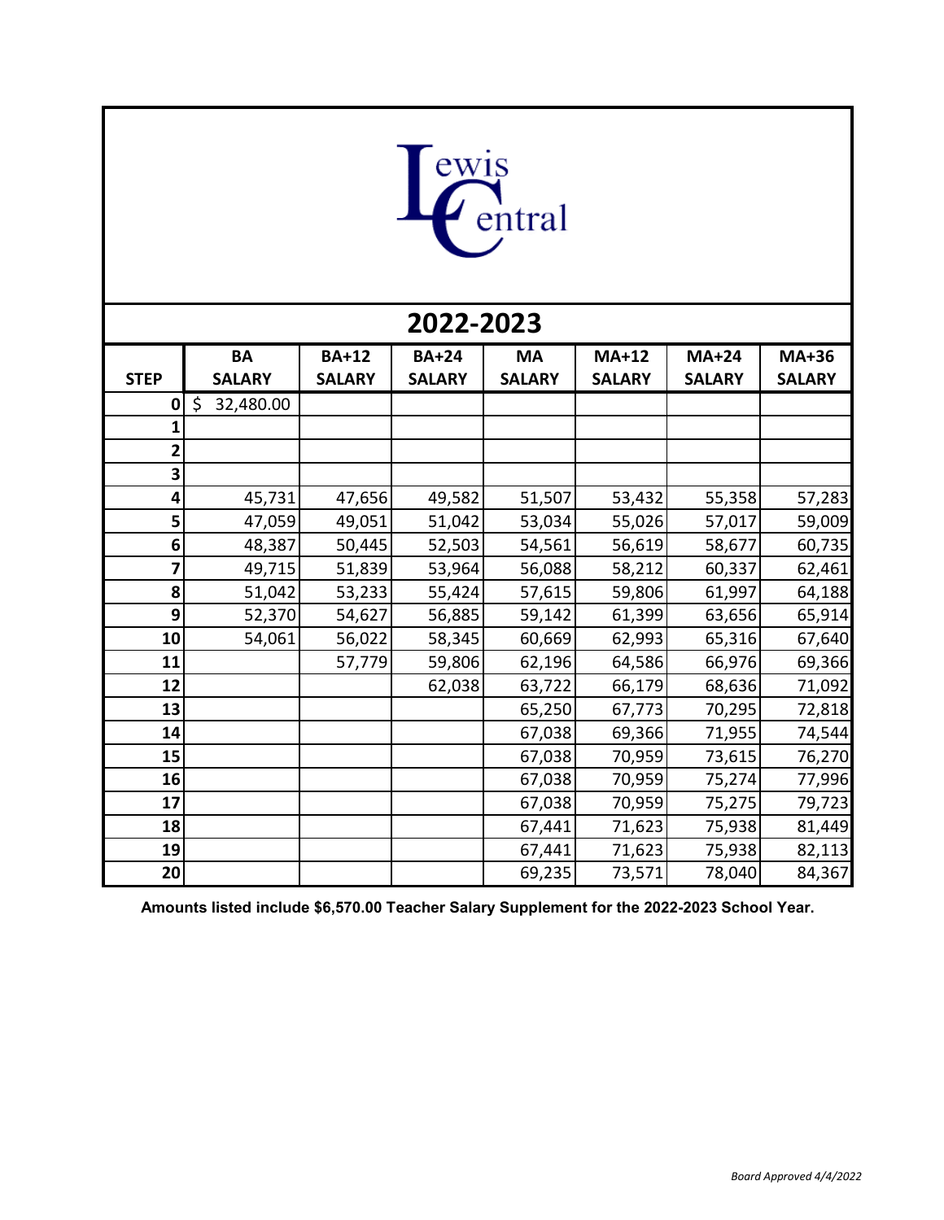Lewis Central

# 2022-2023

| STEP | BA SALARY | BA+12 SALARY | BA+24 SALARY | MA SALARY | MA+12 SALARY | MA+24 SALARY | MA+36 SALARY |
|---|---|---|---|---|---|---|---|
| 0 | $ 32,480.00 | | | | | | |
| 1 | | | | | | | |
| 2 | | | | | | | |
| 3 | | | | | | | |
| 4 | 45,731 | 47,656 | 49,582 | 51,507 | 53,432 | 55,358 | 57,283 |
| 5 | 47,059 | 49,051 | 51,042 | 53,034 | 55,026 | 57,017 | 59,009 |
| 6 | 48,387 | 50,445 | 52,503 | 54,561 | 56,619 | 58,677 | 60,735 |
| 7 | 49,715 | 51,839 | 53,964 | 56,088 | 58,212 | 60,337 | 62,461 |
| 8 | 51,042 | 53,233 | 55,424 | 57,615 | 59,806 | 61,997 | 64,188 |
| 9 | 52,370 | 54,627 | 56,885 | 59,142 | 61,399 | 63,656 | 65,914 |
| 10 | 54,061 | 56,022 | 58,345 | 60,669 | 62,993 | 65,316 | 67,640 |
| 11 | | 57,779 | 59,806 | 62,196 | 64,586 | 66,976 | 69,366 |
| 12 | | | 62,038 | 63,722 | 66,179 | 68,636 | 71,092 |
| 13 | | | | 65,250 | 67,773 | 70,295 | 72,818 |
| 14 | | | | 67,038 | 69,366 | 71,955 | 74,544 |
| 15 | | | | 67,038 | 70,959 | 73,615 | 76,270 |
| 16 | | | | 67,038 | 70,959 | 75,274 | 77,996 |
| 17 | | | | 67,038 | 70,959 | 75,275 | 79,723 |
| 18 | | | | 67,441 | 71,623 | 75,938 | 81,449 |
| 19 | | | | 67,441 | 71,623 | 75,938 | 82,113 |
| 20 | | | | 69,235 | 73,571 | 78,040 | 84,367 |

**Amounts listed include $6,570.00 Teacher Salary Supplement for the 2022-2023 School Year.**

*Board Approved 4/4/2022*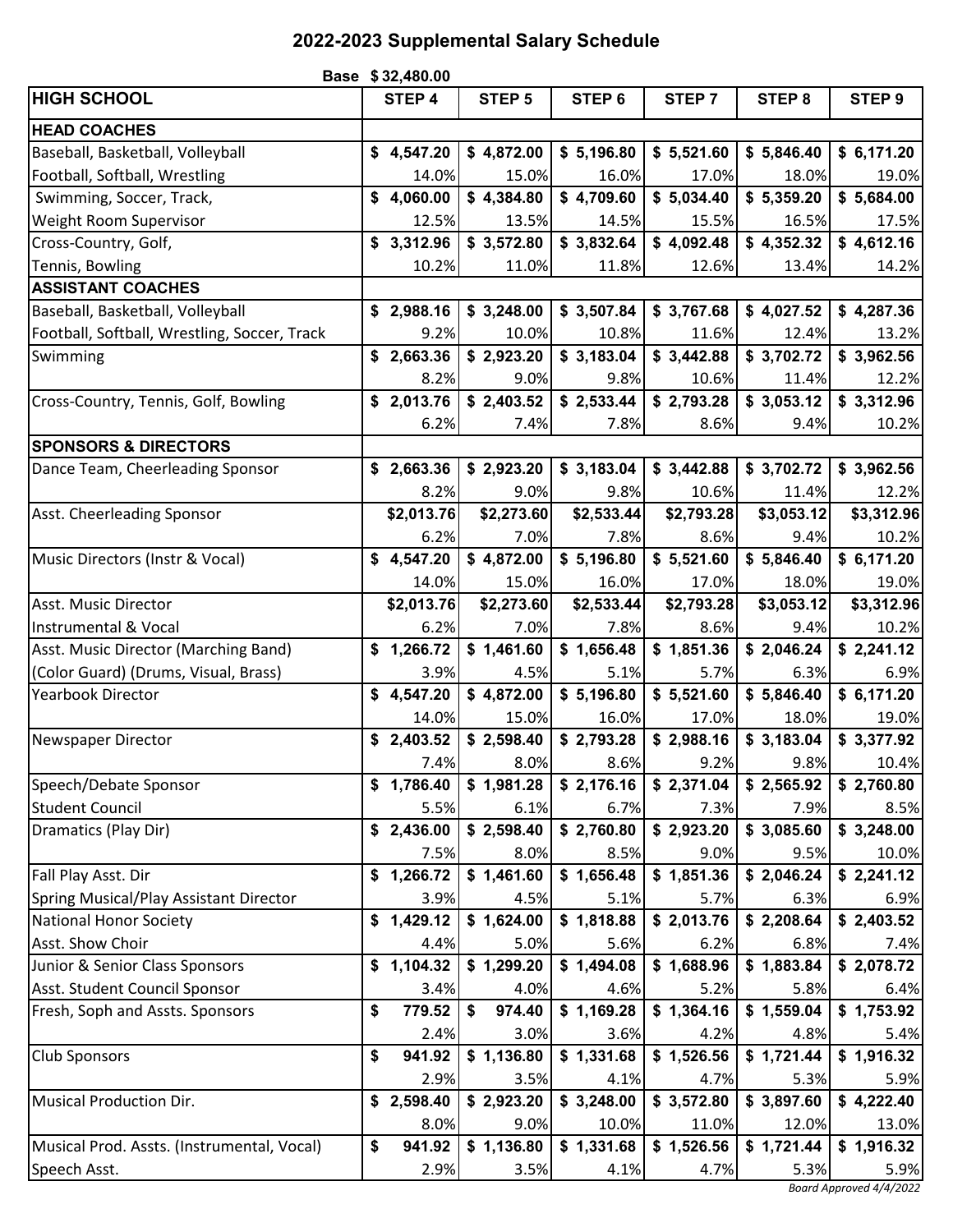# 2022-2023 Supplemental Salary Schedule

Base $ 32,480.00

| HIGH SCHOOL | STEP 4 | STEP 5 | STEP 6 | STEP 7 | STEP 8 | STEP 9 |
|---|---|---|---|---|---|---|
| **HEAD COACHES** | | | | | | |
| Baseball, Basketball, Volleyball | $ 4,547.20 | $ 4,872.00 | $ 5,196.80 | $ 5,521.60 | $ 5,846.40 | $ 6,171.20 |
| Football, Softball, Wrestling | 14.0% | 15.0% | 16.0% | 17.0% | 18.0% | 19.0% |
| Swimming, Soccer, Track, | $ 4,060.00 | $ 4,384.80 | $ 4,709.60 | $ 5,034.40 | $ 5,359.20 | $ 5,684.00 |
| Weight Room Supervisor | 12.5% | 13.5% | 14.5% | 15.5% | 16.5% | 17.5% |
| Cross-Country, Golf, | $ 3,312.96 | $ 3,572.80 | $ 3,832.64 | $ 4,092.48 | $ 4,352.32 | $ 4,612.16 |
| Tennis, Bowling | 10.2% | 11.0% | 11.8% | 12.6% | 13.4% | 14.2% |
| **ASSISTANT COACHES** | | | | | | |
| Baseball, Basketball, Volleyball | $ 2,988.16 | $ 3,248.00 | $ 3,507.84 | $ 3,767.68 | $ 4,027.52 | $ 4,287.36 |
| Football, Softball, Wrestling, Soccer, Track | 9.2% | 10.0% | 10.8% | 11.6% | 12.4% | 13.2% |
| Swimming | $ 2,663.36 | $ 2,923.20 | $ 3,183.04 | $ 3,442.88 | $ 3,702.72 | $ 3,962.56 |
| | 8.2% | 9.0% | 9.8% | 10.6% | 11.4% | 12.2% |
| Cross-Country, Tennis, Golf, Bowling | $ 2,013.76 | $ 2,403.52 | $ 2,533.44 | $ 2,793.28 | $ 3,053.12 | $ 3,312.96 |
| | 6.2% | 7.4% | 7.8% | 8.6% | 9.4% | 10.2% |
| **SPONSORS & DIRECTORS** | | | | | | |
| Dance Team, Cheerleading Sponsor | $ 2,663.36 | $ 2,923.20 | $ 3,183.04 | $ 3,442.88 | $ 3,702.72 | $ 3,962.56 |
| | 8.2% | 9.0% | 9.8% | 10.6% | 11.4% | 12.2% |
| Asst. Cheerleading Sponsor | $2,013.76 | $2,273.60 | $2,533.44 | $2,793.28 | $3,053.12 | $3,312.96 |
| | 6.2% | 7.0% | 7.8% | 8.6% | 9.4% | 10.2% |
| Music Directors (Instr & Vocal) | $ 4,547.20 | $ 4,872.00 | $ 5,196.80 | $ 5,521.60 | $ 5,846.40 | $ 6,171.20 |
| | 14.0% | 15.0% | 16.0% | 17.0% | 18.0% | 19.0% |
| Asst. Music Director | $2,013.76 | $2,273.60 | $2,533.44 | $2,793.28 | $3,053.12 | $3,312.96 |
| Instrumental & Vocal | 6.2% | 7.0% | 7.8% | 8.6% | 9.4% | 10.2% |
| Asst. Music Director (Marching Band) | $ 1,266.72 | $ 1,461.60 | $ 1,656.48 | $ 1,851.36 | $ 2,046.24 | $ 2,241.12 |
| (Color Guard) (Drums, Visual, Brass) | 3.9% | 4.5% | 5.1% | 5.7% | 6.3% | 6.9% |
| Yearbook Director | $ 4,547.20 | $ 4,872.00 | $ 5,196.80 | $ 5,521.60 | $ 5,846.40 | $ 6,171.20 |
| | 14.0% | 15.0% | 16.0% | 17.0% | 18.0% | 19.0% |
| Newspaper Director | $ 2,403.52 | $ 2,598.40 | $ 2,793.28 | $ 2,988.16 | $ 3,183.04 | $ 3,377.92 |
| | 7.4% | 8.0% | 8.6% | 9.2% | 9.8% | 10.4% |
| Speech/Debate Sponsor | $ 1,786.40 | $ 1,981.28 | $ 2,176.16 | $ 2,371.04 | $ 2,565.92 | $ 2,760.80 |
| Student Council | 5.5% | 6.1% | 6.7% | 7.3% | 7.9% | 8.5% |
| Dramatics (Play Dir) | $ 2,436.00 | $ 2,598.40 | $ 2,760.80 | $ 2,923.20 | $ 3,085.60 | $ 3,248.00 |
| | 7.5% | 8.0% | 8.5% | 9.0% | 9.5% | 10.0% |
| Fall Play Asst. Dir | $ 1,266.72 | $ 1,461.60 | $ 1,656.48 | $ 1,851.36 | $ 2,046.24 | $ 2,241.12 |
| Spring Musical/Play Assistant Director | 3.9% | 4.5% | 5.1% | 5.7% | 6.3% | 6.9% |
| National Honor Society | $ 1,429.12 | $ 1,624.00 | $ 1,818.88 | $ 2,013.76 | $ 2,208.64 | $ 2,403.52 |
| Asst. Show Choir | 4.4% | 5.0% | 5.6% | 6.2% | 6.8% | 7.4% |
| Junior & Senior Class Sponsors | $ 1,104.32 | $ 1,299.20 | $ 1,494.08 | $ 1,688.96 | $ 1,883.84 | $ 2,078.72 |
| Asst. Student Council Sponsor | 3.4% | 4.0% | 4.6% | 5.2% | 5.8% | 6.4% |
| Fresh, Soph and Assts. Sponsors | $ 779.52 | $ 974.40 | $ 1,169.28 | $ 1,364.16 | $ 1,559.04 | $ 1,753.92 |
| | 2.4% | 3.0% | 3.6% | 4.2% | 4.8% | 5.4% |
| Club Sponsors | $ 941.92 | $ 1,136.80 | $ 1,331.68 | $ 1,526.56 | $ 1,721.44 | $ 1,916.32 |
| | 2.9% | 3.5% | 4.1% | 4.7% | 5.3% | 5.9% |
| Musical Production Dir. | $ 2,598.40 | $ 2,923.20 | $ 3,248.00 | $ 3,572.80 | $ 3,897.60 | $ 4,222.40 |
| | 8.0% | 9.0% | 10.0% | 11.0% | 12.0% | 13.0% |
| Musical Prod. Assts. (Instrumental, Vocal) | $ 941.92 | $ 1,136.80 | $ 1,331.68 | $ 1,526.56 | $ 1,721.44 | $ 1,916.32 |
| Speech Asst. | 2.9% | 3.5% | 4.1% | 4.7% | 5.3% | 5.9% |

*Board Approved 4/4/2022*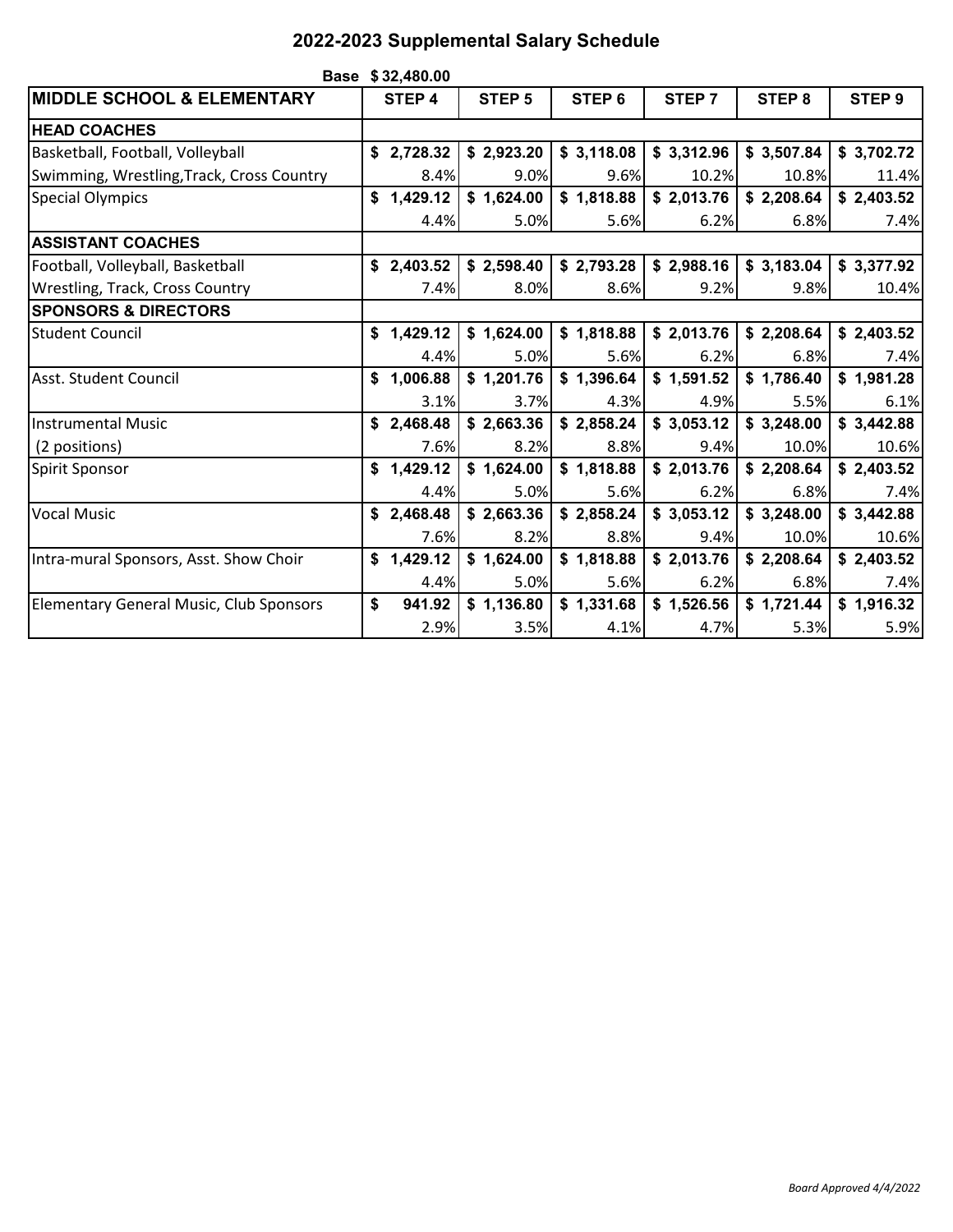# 2022-2023 Supplemental Salary Schedule

| Base $32,480.00 | | | | | | |
|---|---|---|---|---|---|---|
| **MIDDLE SCHOOL & ELEMENTARY** | **STEP 4** | **STEP 5** | **STEP 6** | **STEP 7** | **STEP 8** | **STEP 9** |
| **HEAD COACHES** | | | | | | |
| Basketball, Football, Volleyball | **$ 2,728.32** | **$ 2,923.20** | **$ 3,118.08** | **$ 3,312.96** | **$ 3,507.84** | **$ 3,702.72** |
| Swimming, Wrestling,Track, Cross Country | 8.4% | 9.0% | 9.6% | 10.2% | 10.8% | 11.4% |
| Special Olympics | **$ 1,429.12** | **$ 1,624.00** | **$ 1,818.88** | **$ 2,013.76** | **$ 2,208.64** | **$ 2,403.52** |
| | 4.4% | 5.0% | 5.6% | 6.2% | 6.8% | 7.4% |
| **ASSISTANT COACHES** | | | | | | |
| Football, Volleyball, Basketball | **$ 2,403.52** | **$ 2,598.40** | **$ 2,793.28** | **$ 2,988.16** | **$ 3,183.04** | **$ 3,377.92** |
| Wrestling, Track, Cross Country | 7.4% | 8.0% | 8.6% | 9.2% | 9.8% | 10.4% |
| **SPONSORS & DIRECTORS** | | | | | | |
| Student Council | **$ 1,429.12** | **$ 1,624.00** | **$ 1,818.88** | **$ 2,013.76** | **$ 2,208.64** | **$ 2,403.52** |
| | 4.4% | 5.0% | 5.6% | 6.2% | 6.8% | 7.4% |
| Asst. Student Council | **$ 1,006.88** | **$ 1,201.76** | **$ 1,396.64** | **$ 1,591.52** | **$ 1,786.40** | **$ 1,981.28** |
| | 3.1% | 3.7% | 4.3% | 4.9% | 5.5% | 6.1% |
| Instrumental Music | **$ 2,468.48** | **$ 2,663.36** | **$ 2,858.24** | **$ 3,053.12** | **$ 3,248.00** | **$ 3,442.88** |
| (2 positions) | 7.6% | 8.2% | 8.8% | 9.4% | 10.0% | 10.6% |
| Spirit Sponsor | **$ 1,429.12** | **$ 1,624.00** | **$ 1,818.88** | **$ 2,013.76** | **$ 2,208.64** | **$ 2,403.52** |
| | 4.4% | 5.0% | 5.6% | 6.2% | 6.8% | 7.4% |
| Vocal Music | **$ 2,468.48** | **$ 2,663.36** | **$ 2,858.24** | **$ 3,053.12** | **$ 3,248.00** | **$ 3,442.88** |
| | 7.6% | 8.2% | 8.8% | 9.4% | 10.0% | 10.6% |
| Intra-mural Sponsors, Asst. Show Choir | **$ 1,429.12** | **$ 1,624.00** | **$ 1,818.88** | **$ 2,013.76** | **$ 2,208.64** | **$ 2,403.52** |
| | 4.4% | 5.0% | 5.6% | 6.2% | 6.8% | 7.4% |
| Elementary General Music, Club Sponsors | **$ 941.92** | **$ 1,136.80** | **$ 1,331.68** | **$ 1,526.56** | **$ 1,721.44** | **$ 1,916.32** |
| | 2.9% | 3.5% | 4.1% | 4.7% | 5.3% | 5.9% |

*Board Approved 4/4/2022*